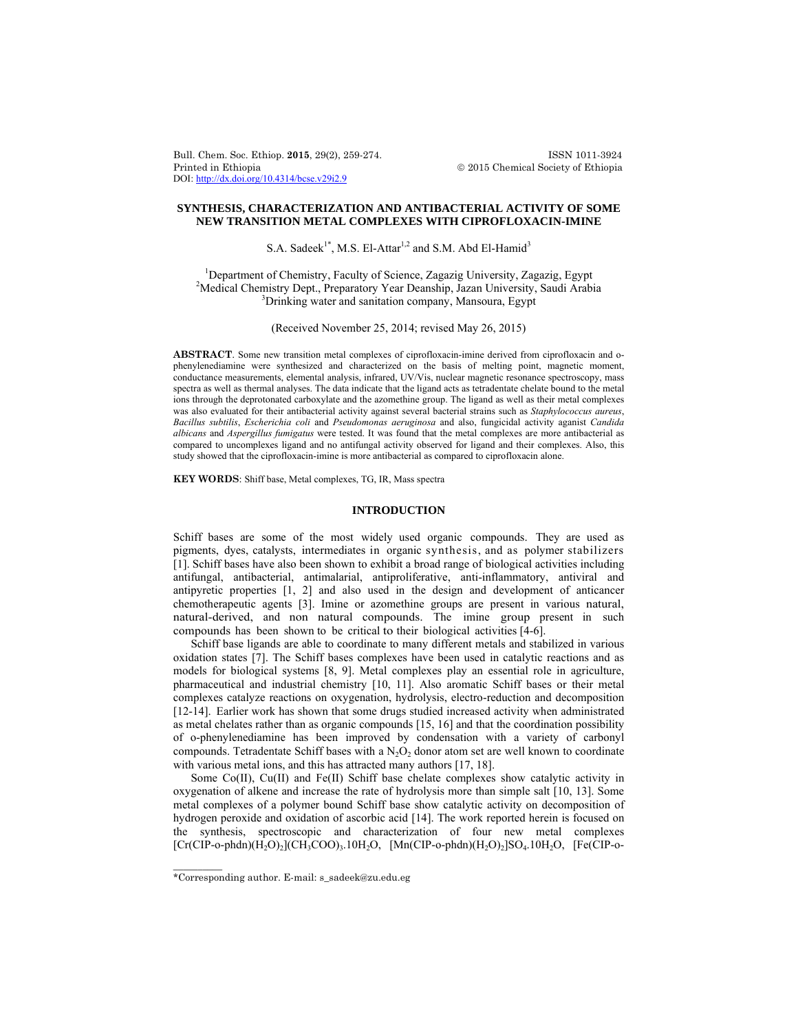# SYNTHESIS, CHARACTERIZATION AND ANTIBACTERIAL ACTIVITY OF SOME NEW TRANSITION METAL COMPLEXES WITH CIPROFLOXACIN-IMINE

S.A. Sadeek[1*], M.S. El-Attar[1,2] and S.M. Abd El-Hamid[3]

[1]Department of Chemistry, Faculty of Science, Zagazig University, Zagazig, Egypt
[2]Medical Chemistry Dept., Preparatory Year Deanship, Jazan University, Saudi Arabia
[3]Drinking water and sanitation company, Mansoura, Egypt

(Received November 25, 2014; revised May 26, 2015)

**ABSTRACT**. Some new transition metal complexes of ciprofloxacin-imine derived from ciprofloxacin and o-phenylenediamine were synthesized and characterized on the basis of melting point, magnetic moment, conductance measurements, elemental analysis, infrared, UV/Vis, nuclear magnetic resonance spectroscopy, mass spectra as well as thermal analyses. The data indicate that the ligand acts as tetradentate chelate bound to the metal ions through the deprotonated carboxylate and the azomethine group. The ligand as well as their metal complexes was also evaluated for their antibacterial activity against several bacterial strains such as *Staphylococcus aureus*, *Bacillus subtilis*, *Escherichia coli* and *Pseudomonas aeruginosa* and also, fungicidal activity aganist *Candida albicans* and *Aspergillus fumigatus* were tested. It was found that the metal complexes are more antibacterial as compared to uncomplexes ligand and no antifungal activity observed for ligand and their complexes. Also, this study showed that the ciprofloxacin-imine is more antibacterial as compared to ciprofloxacin alone.

**KEY WORDS**: Shiff base, Metal complexes, TG, IR, Mass spectra

## INTRODUCTION

Schiff bases are some of the most widely used organic compounds. They are used as pigments, dyes, catalysts, intermediates in organic synthesis, and as polymer stabilizers [1]. Schiff bases have also been shown to exhibit a broad range of biological activities including antifungal, antibacterial, antimalarial, antiproliferative, anti-inflammatory, antiviral and antipyretic properties [1, 2] and also used in the design and development of anticancer chemotherapeutic agents [3]. Imine or azomethine groups are present in various natural, natural-derived, and non natural compounds. The imine group present in such compounds has been shown to be critical to their biological activities [4-6].

Schiff base ligands are able to coordinate to many different metals and stabilized in various oxidation states [7]. The Schiff bases complexes have been used in catalytic reactions and as models for biological systems [8, 9]. Metal complexes play an essential role in agriculture, pharmaceutical and industrial chemistry [10, 11]. Also aromatic Schiff bases or their metal complexes catalyze reactions on oxygenation, hydrolysis, electro-reduction and decomposition [12-14]. Earlier work has shown that some drugs studied increased activity when administrated as metal chelates rather than as organic compounds [15, 16] and that the coordination possibility of o-phenylenediamine has been improved by condensation with a variety of carbonyl compounds. Tetradentate Schiff bases with a $N_2O_2$ donor atom set are well known to coordinate with various metal ions, and this has attracted many authors [17, 18].

Some Co(II), Cu(II) and Fe(II) Schiff base chelate complexes show catalytic activity in oxygenation of alkene and increase the rate of hydrolysis more than simple salt [10, 13]. Some metal complexes of a polymer bound Schiff base show catalytic activity on decomposition of hydrogen peroxide and oxidation of ascorbic acid [14]. The work reported herein is focused on the synthesis, spectroscopic and characterization of four new metal complexes $[Cr(CIP\text{-}o\text{-}phdn)(H_2O)_2](CH_3COO)_3.10H_2O$, $[Mn(CIP\text{-}o\text{-}phdn)(H_2O)_2]SO_4.10H_2O$, [Fe(CIP-o-

\*Corresponding author. E-mail: s_sadeek@zu.edu.eg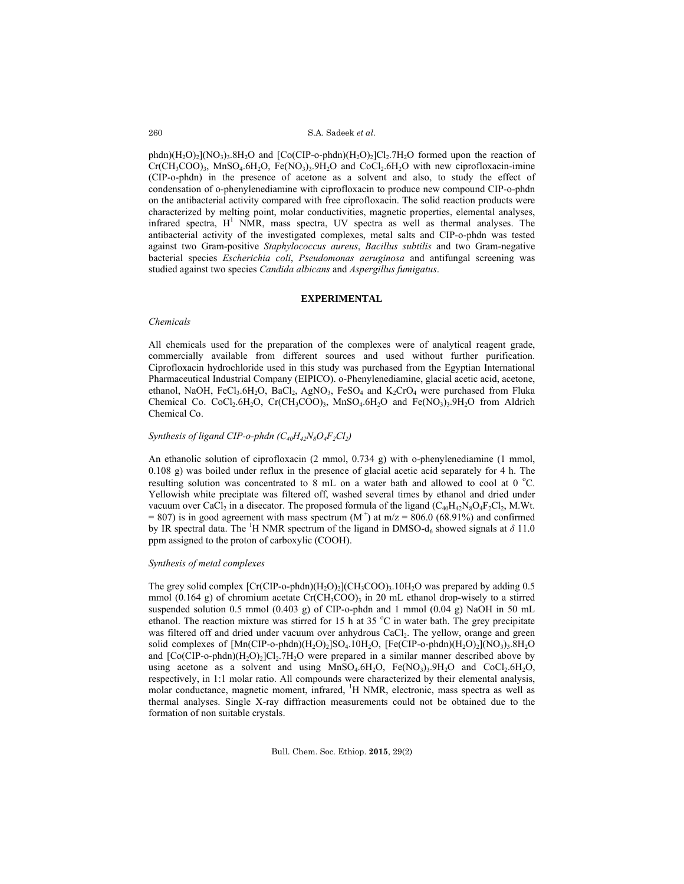phdn)$(H_2O)_2$]$(NO_3)_3.8H_2O$ and [Co(CIP-o-phdn)$(H_2O)_2$]$Cl_2.7H_2O$ formed upon the reaction of $Cr(CH_3COO)_3$, $MnSO_4.6H_2O$, $Fe(NO_3)_3.9H_2O$ and $CoCl_2.6H_2O$ with new ciprofloxacin-imine (CIP-o-phdn) in the presence of acetone as a solvent and also, to study the effect of condensation of o-phenylenediamine with ciprofloxacin to produce new compound CIP-o-phdn on the antibacterial activity compared with free ciprofloxacin. The solid reaction products were characterized by melting point, molar conductivities, magnetic properties, elemental analyses, infrared spectra, $H^1$ NMR, mass spectra, UV spectra as well as thermal analyses. The antibacterial activity of the investigated complexes, metal salts and CIP-o-phdn was tested against two Gram-positive *Staphylococcus aureus*, *Bacillus subtilis* and two Gram-negative bacterial species *Escherichia coli*, *Pseudomonas aeruginosa* and antifungal screening was studied against two species *Candida albicans* and *Aspergillus fumigatus*.

## EXPERIMENTAL

### *Chemicals*

All chemicals used for the preparation of the complexes were of analytical reagent grade, commercially available from different sources and used without further purification. Ciprofloxacin hydrochloride used in this study was purchased from the Egyptian International Pharmaceutical Industrial Company (EIPICO). o-Phenylenediamine, glacial acetic acid, acetone, ethanol, NaOH, $FeCl_3.6H_2O$, $BaCl_2$, $AgNO_3$, $FeSO_4$ and $K_2CrO_4$ were purchased from Fluka Chemical Co. $CoCl_2.6H_2O$, $Cr(CH_3COO)_3$, $MnSO_4.6H_2O$ and $Fe(NO_3)_3.9H_2O$ from Aldrich Chemical Co.

### *Synthesis of ligand CIP-o-phdn ($C_{40}H_{42}N_8O_4F_2Cl_2$)*

An ethanolic solution of ciprofloxacin (2 mmol, 0.734 g) with o-phenylenediamine (1 mmol, 0.108 g) was boiled under reflux in the presence of glacial acetic acid separately for 4 h. The resulting solution was concentrated to 8 mL on a water bath and allowed to cool at 0 °C. Yellowish white preciptate was filtered off, washed several times by ethanol and dried under vacuum over $CaCl_2$ in a disecator. The proposed formula of the ligand ($C_{40}H_{42}N_8O_4F_2Cl_2$, M.Wt. = 807) is in good agreement with mass spectrum ($M^+$) at m/z = 806.0 (68.91%) and confirmed by IR spectral data. The $^1$H NMR spectrum of the ligand in DMSO-d$_6$ showed signals at $\delta$ 11.0 ppm assigned to the proton of carboxylic (COOH).

### *Synthesis of metal complexes*

The grey solid complex [Cr(CIP-o-phdn)$(H_2O)_2$]$(CH_3COO)_3.10H_2O$ was prepared by adding 0.5 mmol (0.164 g) of chromium acetate $Cr(CH_3COO)_3$ in 20 mL ethanol drop-wisely to a stirred suspended solution 0.5 mmol (0.403 g) of CIP-o-phdn and 1 mmol (0.04 g) NaOH in 50 mL ethanol. The reaction mixture was stirred for 15 h at 35 °C in water bath. The grey precipitate was filtered off and dried under vacuum over anhydrous $CaCl_2$. The yellow, orange and green solid complexes of [Mn(CIP-o-phdn)$(H_2O)_2$]$SO_4.10H_2O$, [Fe(CIP-o-phdn)$(H_2O)_2$]$(NO_3)_3.8H_2O$ and [Co(CIP-o-phdn)$(H_2O)_2$]$Cl_2.7H_2O$ were prepared in a similar manner described above by using acetone as a solvent and using $MnSO_4.6H_2O$, $Fe(NO_3)_3.9H_2O$ and $CoCl_2.6H_2O$, respectively, in 1:1 molar ratio. All compounds were characterized by their elemental analysis, molar conductance, magnetic moment, infrared, $^1$H NMR, electronic, mass spectra as well as thermal analyses. Single X-ray diffraction measurements could not be obtained due to the formation of non suitable crystals.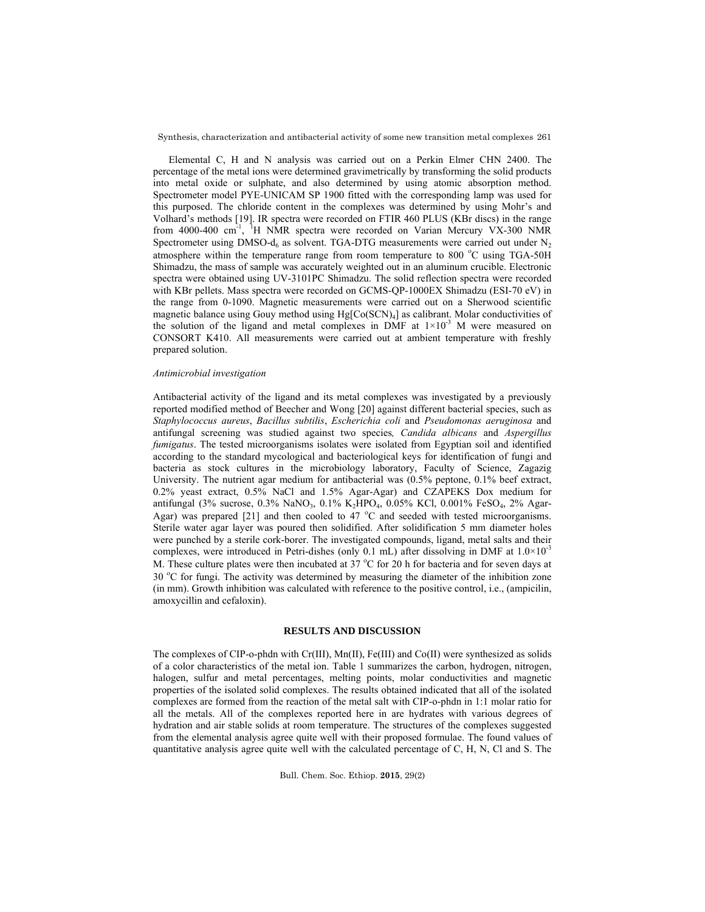Elemental C, H and N analysis was carried out on a Perkin Elmer CHN 2400. The percentage of the metal ions were determined gravimetrically by transforming the solid products into metal oxide or sulphate, and also determined by using atomic absorption method. Spectrometer model PYE-UNICAM SP 1900 fitted with the corresponding lamp was used for this purposed. The chloride content in the complexes was determined by using Mohr's and Volhard's methods [19]. IR spectra were recorded on FTIR 460 PLUS (KBr discs) in the range from 4000-400 $cm^{-1}$, $^{1}H$ NMR spectra were recorded on Varian Mercury VX-300 NMR Spectrometer using DMSO-$d_6$ as solvent. TGA-DTG measurements were carried out under $N_2$ atmosphere within the temperature range from room temperature to 800 °C using TGA-50H Shimadzu, the mass of sample was accurately weighted out in an aluminum crucible. Electronic spectra were obtained using UV-3101PC Shimadzu. The solid reflection spectra were recorded with KBr pellets. Mass spectra were recorded on GCMS-QP-1000EX Shimadzu (ESI-70 eV) in the range from 0-1090. Magnetic measurements were carried out on a Sherwood scientific magnetic balance using Gouy method using $Hg[Co(SCN)_4]$ as calibrant. Molar conductivities of the solution of the ligand and metal complexes in DMF at $1\times10^{-3}$ M were measured on CONSORT K410. All measurements were carried out at ambient temperature with freshly prepared solution.

*Antimicrobial investigation*

Antibacterial activity of the ligand and its metal complexes was investigated by a previously reported modified method of Beecher and Wong [20] against different bacterial species, such as *Staphylococcus aureus*, *Bacillus subtilis*, *Escherichia coli* and *Pseudomonas aeruginosa* and antifungal screening was studied against two species*, Candida albicans* and *Aspergillus fumigatus*. The tested microorganisms isolates were isolated from Egyptian soil and identified according to the standard mycological and bacteriological keys for identification of fungi and bacteria as stock cultures in the microbiology laboratory, Faculty of Science, Zagazig University. The nutrient agar medium for antibacterial was (0.5% peptone, 0.1% beef extract, 0.2% yeast extract, 0.5% NaCl and 1.5% Agar-Agar) and CZAPEKS Dox medium for antifungal (3% sucrose, 0.3% $NaNO_3$, 0.1% $K_2HPO_4$, 0.05% KCl, 0.001% $FeSO_4$, 2% Agar-Agar) was prepared [21] and then cooled to 47 °C and seeded with tested microorganisms. Sterile water agar layer was poured then solidified. After solidification 5 mm diameter holes were punched by a sterile cork-borer. The investigated compounds, ligand, metal salts and their complexes, were introduced in Petri-dishes (only 0.1 mL) after dissolving in DMF at $1.0\times10^{-3}$ M. These culture plates were then incubated at 37 °C for 20 h for bacteria and for seven days at 30 °C for fungi. The activity was determined by measuring the diameter of the inhibition zone (in mm). Growth inhibition was calculated with reference to the positive control, i.e., (ampicilin, amoxycillin and cefaloxin).

## RESULTS AND DISCUSSION

The complexes of CIP-o-phdn with Cr(III), Mn(II), Fe(III) and Co(II) were synthesized as solids of a color characteristics of the metal ion. Table 1 summarizes the carbon, hydrogen, nitrogen, halogen, sulfur and metal percentages, melting points, molar conductivities and magnetic properties of the isolated solid complexes. The results obtained indicated that all of the isolated complexes are formed from the reaction of the metal salt with CIP-o-phdn in 1:1 molar ratio for all the metals. All of the complexes reported here in are hydrates with various degrees of hydration and air stable solids at room temperature. The structures of the complexes suggested from the elemental analysis agree quite well with their proposed formulae. The found values of quantitative analysis agree quite well with the calculated percentage of C, H, N, Cl and S. The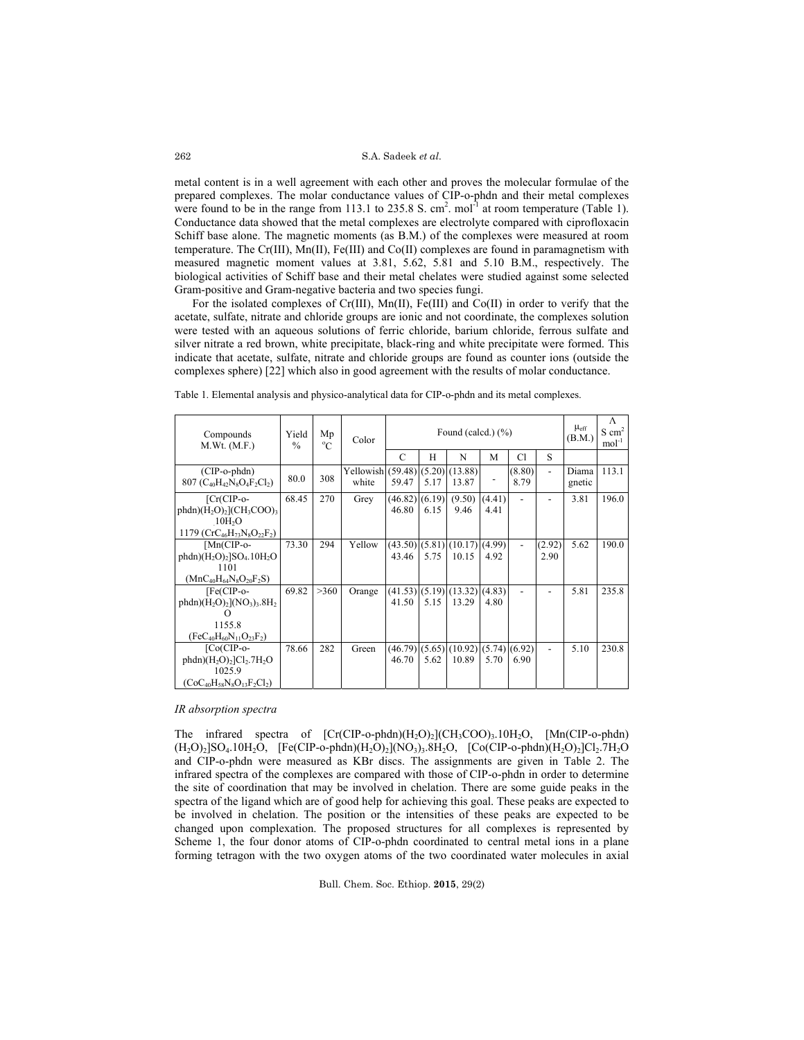metal content is in a well agreement with each other and proves the molecular formulae of the prepared complexes. The molar conductance values of CIP-o-phdn and their metal complexes were found to be in the range from 113.1 to 235.8 S. cm$^2$. mol$^{-1}$ at room temperature (Table 1). Conductance data showed that the metal complexes are electrolyte compared with ciprofloxacin Schiff base alone. The magnetic moments (as B.M.) of the complexes were measured at room temperature. The Cr(III), Mn(II), Fe(III) and Co(II) complexes are found in paramagnetism with measured magnetic moment values at 3.81, 5.62, 5.81 and 5.10 B.M., respectively. The biological activities of Schiff base and their metal chelates were studied against some selected Gram-positive and Gram-negative bacteria and two species fungi.

For the isolated complexes of Cr(III), Mn(II), Fe(III) and Co(II) in order to verify that the acetate, sulfate, nitrate and chloride groups are ionic and not coordinate, the complexes solution were tested with an aqueous solutions of ferric chloride, barium chloride, ferrous sulfate and silver nitrate a red brown, white precipitate, black-ring and white precipitate were formed. This indicate that acetate, sulfate, nitrate and chloride groups are found as counter ions (outside the complexes sphere) [22] which also in good agreement with the results of molar conductance.

Table 1. Elemental analysis and physico-analytical data for CIP-o-phdn and its metal complexes.

| Compounds M.Wt. (M.F.) | Yield % | Mp °C | Color | Found (calcd.) (%) | | | | | | $\mu_{eff}$ (B.M.) | $\Lambda$ S cm$^2$ mol$^{-1}$ |
|---|---|---|---|---|---|---|---|---|---|---|---|
| | | | | C | H | N | M | Cl | S | | |
| (CIP-o-phdn) 807 ($C_{40}H_{42}N_8O_4F_2Cl_2$) | 80.0 | 308 | Yellowish white | (59.48) 59.47 | (5.20) 5.17 | (13.88) 13.87 | - | (8.80) 8.79 | - | Diamagnetic | 113.1 |
| [Cr(CIP-o-phdn)($H_2O$)$_2$]($CH_3COO$)$_3$ 10$H_2O$ 1179 ($CrC_{46}H_{73}N_8O_{22}F_2$) | 68.45 | 270 | Grey | (46.82) 46.80 | (6.19) 6.15 | (9.50) 9.46 | (4.41) 4.41 | - | - | 3.81 | 196.0 |
| [Mn(CIP-o-phdn)($H_2O$)$_2$]$SO_4$.10$H_2O$ 1101 ($MnC_{40}H_{64}N_8O_{20}F_2S$) | 73.30 | 294 | Yellow | (43.50) 43.46 | (5.81) 5.75 | (10.17) 10.15 | (4.99) 4.92 | - | (2.92) 2.90 | 5.62 | 190.0 |
| [Fe(CIP-o-phdn)($H_2O$)$_2$]($NO_3$)$_3$.8$H_2O$ 1155.8 ($FeC_{40}H_{60}N_{11}O_{23}F_2$) | 69.82 | >360 | Orange | (41.53) 41.50 | (5.19) 5.15 | (13.32) 13.29 | (4.83) 4.80 | - | - | 5.81 | 235.8 |
| [Co(CIP-o-phdn)($H_2O$)$_2$]$Cl_2$.7$H_2O$ 1025.9 ($CoC_{40}H_{58}N_8O_{13}F_2Cl_2$) | 78.66 | 282 | Green | (46.79) 46.70 | (5.65) 5.62 | (10.92) 10.89 | (5.74) 5.70 | (6.92) 6.90 | - | 5.10 | 230.8 |

*IR absorption spectra*

The infrared spectra of [Cr(CIP-o-phdn)($H_2O$)$_2$]($CH_3COO$)$_3$.10$H_2O$, [Mn(CIP-o-phdn)($H_2O$)$_2$]$SO_4$.10$H_2O$, [Fe(CIP-o-phdn)($H_2O$)$_2$]($NO_3$)$_3$.8$H_2O$, [Co(CIP-o-phdn)($H_2O$)$_2$]$Cl_2$.7$H_2O$ and CIP-o-phdn were measured as KBr discs. The assignments are given in Table 2. The infrared spectra of the complexes are compared with those of CIP-o-phdn in order to determine the site of coordination that may be involved in chelation. There are some guide peaks in the spectra of the ligand which are of good help for achieving this goal. These peaks are expected to be involved in chelation. The position or the intensities of these peaks are expected to be changed upon complexation. The proposed structures for all complexes is represented by Scheme 1, the four donor atoms of CIP-o-phdn coordinated to central metal ions in a plane forming tetragon with the two oxygen atoms of the two coordinated water molecules in axial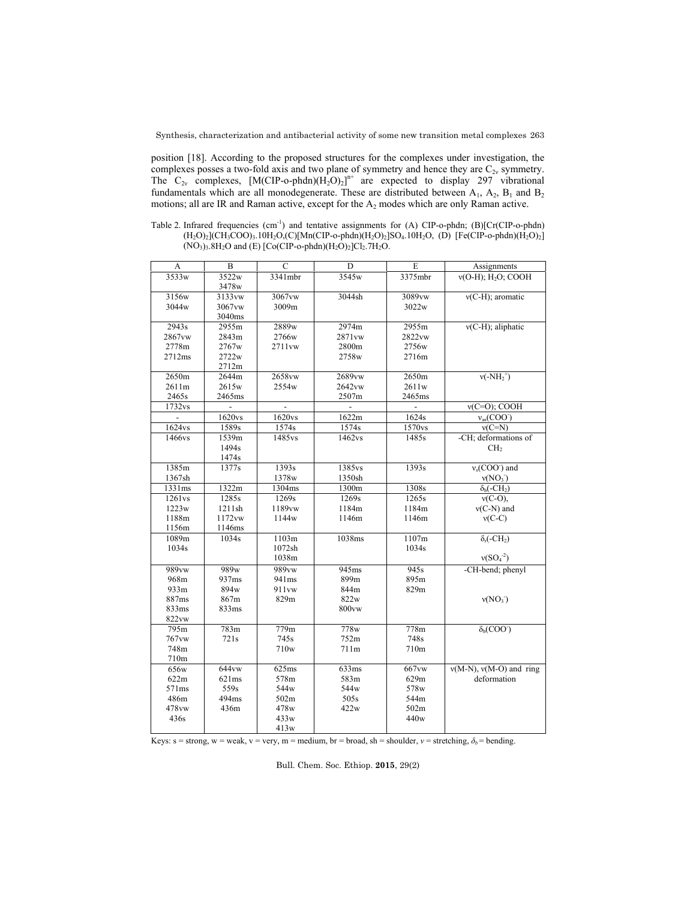position [18]. According to the proposed structures for the complexes under investigation, the complexes posses a two-fold axis and two plane of symmetry and hence they are $C_{2v}$ symmetry. The $C_{2v}$ complexes, $[M(CIP\text{-}o\text{-}phdn)(H_2O)_2]^{n+}$ are expected to display 297 vibrational fundamentals which are all monodegenerate. These are distributed between $A_1$, $A_2$, $B_1$ and $B_2$ motions; all are IR and Raman active, except for the $A_2$ modes which are only Raman active.

Table 2. Infrared frequencies ($cm^{-1}$) and tentative assignments for (A) CIP-o-phdn; (B)$[Cr(CIP\text{-}o\text{-}phdn)(H_2O)_2](CH_3COO)_3.10H_2O$, (C)$[Mn(CIP\text{-}o\text{-}phdn)(H_2O)_2]SO_4.10H_2O$, (D) $[Fe(CIP\text{-}o\text{-}phdn)(H_2O)_2](NO_3)_3.8H_2O$ and (E) $[Co(CIP\text{-}o\text{-}phdn)(H_2O)_2]Cl_2.7H_2O$.

| A | B | C | D | E | Assignments |
|---|---|---|---|---|---|
| 3533w | 3522w<br>3478w | 3341mbr | 3545w | 3375mbr | ν(O-H); $H_2O$; COOH |
| 3156w<br>3044w | 3133vw<br>3067vw<br>3040ms | 3067vw<br>3009m | 3044sh | 3089vw<br>3022w | ν(C-H); aromatic |
| 2943s<br>2867vw<br>2778m<br>2712ms | 2955m<br>2843m<br>2767w<br>2722w<br>2712m | 2889w<br>2766w<br>2711vw | 2974m<br>2871vw<br>2800m<br>2758w | 2955m<br>2822vw<br>2756w<br>2716m | ν(C-H); aliphatic |
| 2650m<br>2611m<br>2465s | 2644m<br>2615w<br>2465ms | 2658vw<br>2554w | 2689vw<br>2642vw<br>2507m | 2650m<br>2611w<br>2465ms | ν($-NH_2^+$) |
| 1732vs | - | - | - | - | ν(C=O); COOH |
| - | 1620vs | 1620vs | 1622m | 1624s | $\nu_{as}(COO^-)$ |
| 1624vs | 1589s | 1574s | 1574s | 1570vs | ν(C=N) |
| 1466vs | 1539m<br>1494s<br>1474s | 1485vs | 1462vs | 1485s | -CH; deformations of $CH_2$ |
| 1385m<br>1367sh | 1377s | 1393s<br>1378w | 1385vs<br>1350sh | 1393s | $\nu_s(COO^-)$ and $\nu(NO_3^-)$ |
| 1331ms | 1322m | 1304ms | 1300m | 1308s | $\delta_b(-CH_2)$ |
| 1261vs<br>1223w<br>1188m<br>1156m | 1285s<br>1211sh<br>1172vw<br>1146ms | 1269s<br>1189vw<br>1144w | 1269s<br>1184m<br>1146m | 1265s<br>1184m<br>1146m | ν(C-O),<br>ν(C-N) and<br>ν(C-C) |
| 1089m<br>1034s | 1034s | 1103m<br>1072sh<br>1038m | 1038ms | 1107m<br>1034s | $\delta_r(-CH_2)$<br>$\nu(SO_4^{-2})$ |
| 989vw<br>968m<br>933m<br>887ms<br>833ms<br>822vw | 989w<br>937ms<br>894w<br>867m<br>833ms | 989vw<br>941ms<br>911vw<br>829m | 945ms<br>899m<br>844m<br>822w<br>800vw | 945s<br>895m<br>829m | -CH-bend; phenyl<br>$\nu(NO_3^-)$ |
| 795m<br>767vw<br>748m<br>710m | 783m<br>721s | 779m<br>745s<br>710w | 778w<br>752m<br>711m | 778m<br>748s<br>710m | $\delta_b(COO^-)$ |
| 656w<br>622m<br>571ms<br>486m<br>478vw<br>436s | 644vw<br>621ms<br>559s<br>494ms<br>436m | 625ms<br>578m<br>544w<br>502m<br>478w<br>433w<br>413w | 633ms<br>583m<br>544w<br>505s<br>422w | 667vw<br>629m<br>578w<br>544m<br>502m<br>440w | ν(M-N), ν(M-O) and ring deformation |

Keys: s = strong, w = weak, v = very, m = medium, br = broad, sh = shoulder, *ν* = stretching, $\delta_b$ = bending.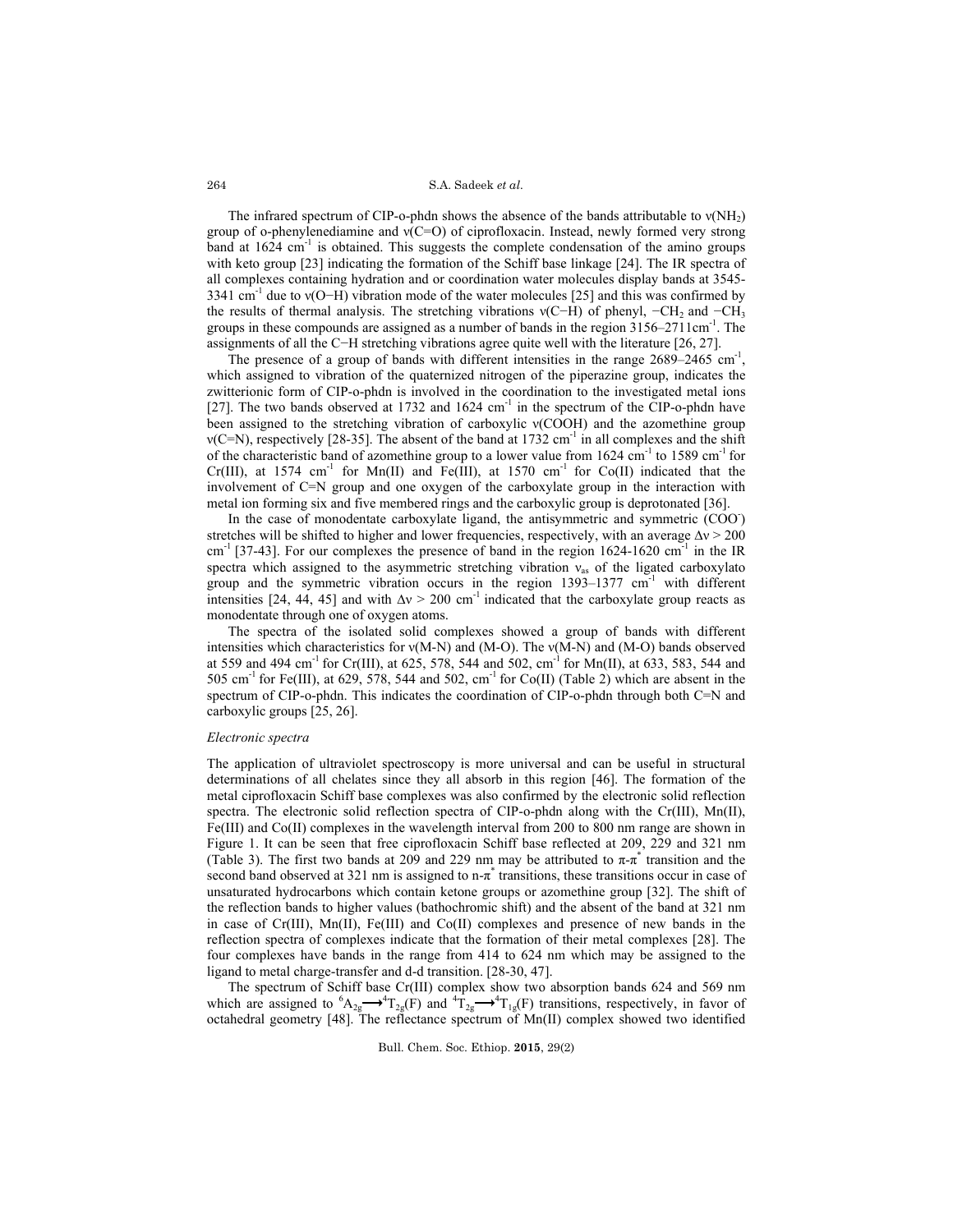The infrared spectrum of CIP-o-phdn shows the absence of the bands attributable to ν($NH_2$) group of o-phenylenediamine and ν(C=O) of ciprofloxacin. Instead, newly formed very strong band at 1624 $cm^{-1}$ is obtained. This suggests the complete condensation of the amino groups with keto group [23] indicating the formation of the Schiff base linkage [24]. The IR spectra of all complexes containing hydration and or coordination water molecules display bands at 3545-3341 $cm^{-1}$ due to ν(O−H) vibration mode of the water molecules [25] and this was confirmed by the results of thermal analysis. The stretching vibrations ν(C−H) of phenyl, $-CH_2$ and $-CH_3$ groups in these compounds are assigned as a number of bands in the region 3156–2711$cm^{-1}$. The assignments of all the C−H stretching vibrations agree quite well with the literature [26, 27].

The presence of a group of bands with different intensities in the range 2689–2465 $cm^{-1}$, which assigned to vibration of the quaternized nitrogen of the piperazine group, indicates the zwitterionic form of CIP-o-phdn is involved in the coordination to the investigated metal ions [27]. The two bands observed at 1732 and 1624 $cm^{-1}$ in the spectrum of the CIP-o-phdn have been assigned to the stretching vibration of carboxylic ν(COOH) and the azomethine group ν(C=N), respectively [28-35]. The absent of the band at 1732 $cm^{-1}$ in all complexes and the shift of the characteristic band of azomethine group to a lower value from 1624 $cm^{-1}$ to 1589 $cm^{-1}$ for Cr(III), at 1574 $cm^{-1}$ for Mn(II) and Fe(III), at 1570 $cm^{-1}$ for Co(II) indicated that the involvement of C=N group and one oxygen of the carboxylate group in the interaction with metal ion forming six and five membered rings and the carboxylic group is deprotonated [36].

In the case of monodentate carboxylate ligand, the antisymmetric and symmetric ($COO^-$) stretches will be shifted to higher and lower frequencies, respectively, with an average $\Delta\nu > 200$ $cm^{-1}$ [37-43]. For our complexes the presence of band in the region 1624-1620 $cm^{-1}$ in the IR spectra which assigned to the asymmetric stretching vibration $\nu_{as}$ of the ligated carboxylato group and the symmetric vibration occurs in the region 1393–1377 $cm^{-1}$ with different intensities [24, 44, 45] and with $\Delta\nu > 200$ $cm^{-1}$ indicated that the carboxylate group reacts as monodentate through one of oxygen atoms.

The spectra of the isolated solid complexes showed a group of bands with different intensities which characteristics for ν(M-N) and (M-O). The ν(M-N) and (M-O) bands observed at 559 and 494 $cm^{-1}$ for Cr(III), at 625, 578, 544 and 502, $cm^{-1}$ for Mn(II), at 633, 583, 544 and 505 $cm^{-1}$ for Fe(III), at 629, 578, 544 and 502, $cm^{-1}$ for Co(II) (Table 2) which are absent in the spectrum of CIP-o-phdn. This indicates the coordination of CIP-o-phdn through both C=N and carboxylic groups [25, 26].

*Electronic spectra*

The application of ultraviolet spectroscopy is more universal and can be useful in structural determinations of all chelates since they all absorb in this region [46]. The formation of the metal ciprofloxacin Schiff base complexes was also confirmed by the electronic solid reflection spectra. The electronic solid reflection spectra of CIP-o-phdn along with the Cr(III), Mn(II), Fe(III) and Co(II) complexes in the wavelength interval from 200 to 800 nm range are shown in Figure 1. It can be seen that free ciprofloxacin Schiff base reflected at 209, 229 and 321 nm (Table 3). The first two bands at 209 and 229 nm may be attributed to π-π$^*$ transition and the second band observed at 321 nm is assigned to n-π$^*$ transitions, these transitions occur in case of unsaturated hydrocarbons which contain ketone groups or azomethine group [32]. The shift of the reflection bands to higher values (bathochromic shift) and the absent of the band at 321 nm in case of Cr(III), Mn(II), Fe(III) and Co(II) complexes and presence of new bands in the reflection spectra of complexes indicate that the formation of their metal complexes [28]. The four complexes have bands in the range from 414 to 624 nm which may be assigned to the ligand to metal charge-transfer and d-d transition. [28-30, 47].

The spectrum of Schiff base Cr(III) complex show two absorption bands 624 and 569 nm which are assigned to $^6A_{2g} \longrightarrow {}^4T_{2g}(F)$ and $^4T_{2g} \longrightarrow {}^4T_{1g}(F)$ transitions, respectively, in favor of octahedral geometry [48]. The reflectance spectrum of Mn(II) complex showed two identified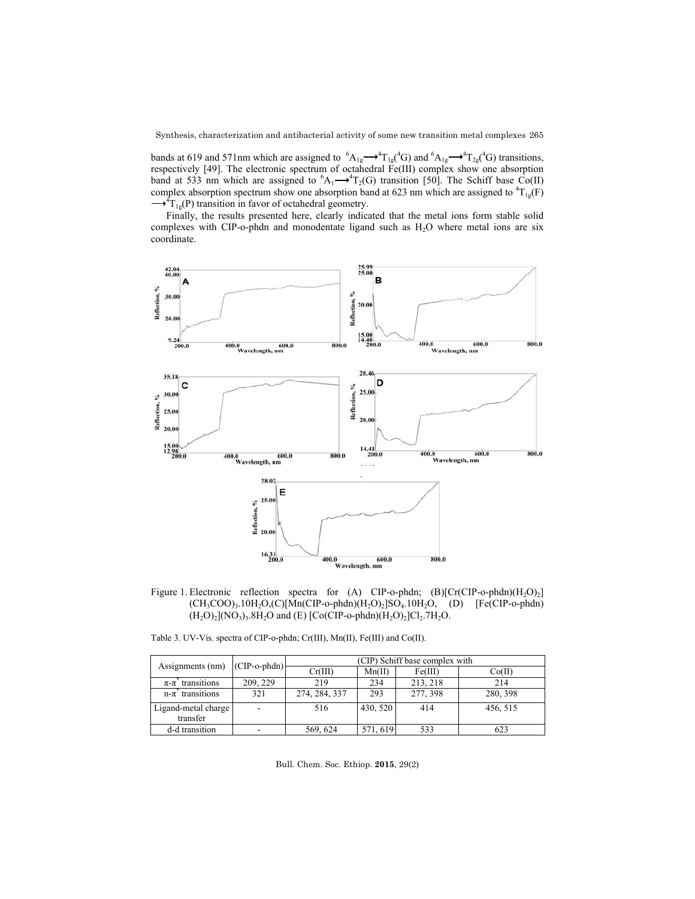bands at 619 and 571nm which are assigned to ${}^6A_{1g} \longrightarrow {}^4T_{1g}({}^4G)$ and ${}^6A_{1g} \longrightarrow {}^4T_{2g}({}^4G)$ transitions, respectively [49]. The electronic spectrum of octahedral Fe(III) complex show one absorption band at 533 nm which are assigned to ${}^6A_1 \longrightarrow {}^4T_2(G)$ transition [50]. The Schiff base Co(II) complex absorption spectrum show one absorption band at 623 nm which are assigned to ${}^4T_{1g}(F) \longrightarrow {}^4T_{1g}(P)$ transition in favor of octahedral geometry.

Finally, the results presented here, clearly indicated that the metal ions form stable solid complexes with CIP-o-phdn and monodentate ligand such as $H_2O$ where metal ions are six coordinate.

Figure 1. Electronic reflection spectra for (A) CIP-o-phdn; (B)$[Cr(CIP\text{-}o\text{-}phdn)(H_2O)_2](CH_3COO)_3.10H_2O$, (C)$[Mn(CIP\text{-}o\text{-}phdn)(H_2O)_2]SO_4.10H_2O$, (D) $[Fe(CIP\text{-}o\text{-}phdn)(H_2O)_2](NO_3)_3.8H_2O$ and (E) $[Co(CIP\text{-}o\text{-}phdn)(H_2O)_2]Cl_2.7H_2O$.

Table 3. UV-Vis. spectra of CIP-o-phdn; Cr(III), Mn(II), Fe(III) and Co(II).

| Assignments (nm) | (CIP-o-phdn) | (CIP) Schiff base complex with | | | |
|---|---|---|---|---|---|
| | | Cr(III) | Mn(II) | Fe(III) | Co(II) |
| $\pi$-$\pi^*$ transitions | 209, 229 | 219 | 234 | 213, 218 | 214 |
| n-$\pi^*$ transitions | 321 | 274, 284, 337 | 293 | 277, 398 | 280, 398 |
| Ligand-metal charge transfer | - | 516 | 430, 520 | 414 | 456, 515 |
| d-d transition | - | 569, 624 | 571, 619 | 533 | 623 |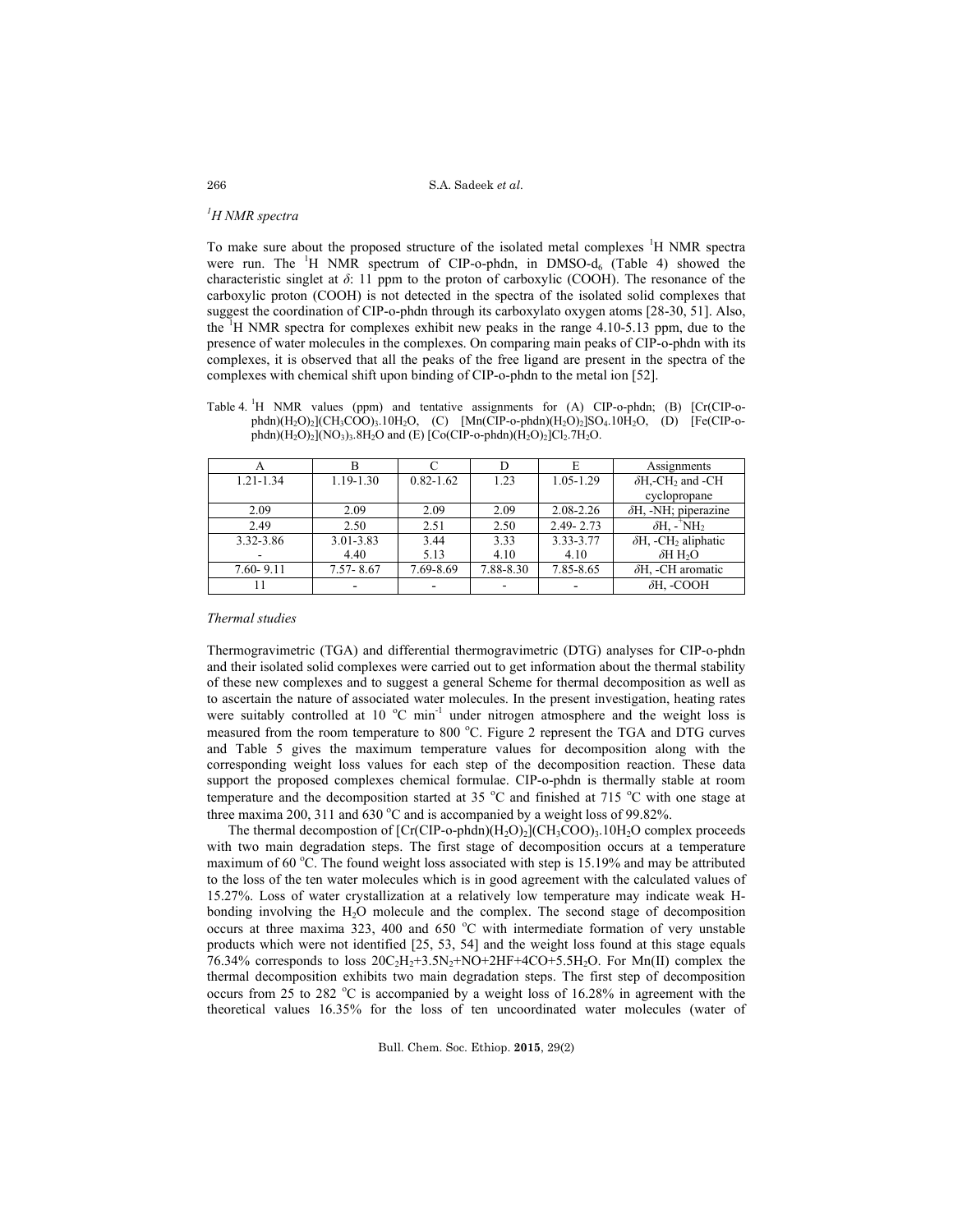### $^{1}H$ NMR spectra

To make sure about the proposed structure of the isolated metal complexes $^{1}H$ NMR spectra were run. The $^{1}H$ NMR spectrum of CIP-o-phdn, in DMSO-$d_6$ (Table 4) showed the characteristic singlet at $\delta$: 11 ppm to the proton of carboxylic (COOH). The resonance of the carboxylic proton (COOH) is not detected in the spectra of the isolated solid complexes that suggest the coordination of CIP-o-phdn through its carboxylato oxygen atoms [28-30, 51]. Also, the $^{1}H$ NMR spectra for complexes exhibit new peaks in the range 4.10-5.13 ppm, due to the presence of water molecules in the complexes. On comparing main peaks of CIP-o-phdn with its complexes, it is observed that all the peaks of the free ligand are present in the spectra of the complexes with chemical shift upon binding of CIP-o-phdn to the metal ion [52].

Table 4. $^{1}H$ NMR values (ppm) and tentative assignments for (A) CIP-o-phdn; (B) $[Cr(CIP\text{-}o\text{-}phdn)(H_2O)_2](CH_3COO)_3.10H_2O$, (C) $[Mn(CIP\text{-}o\text{-}phdn)(H_2O)_2]SO_4.10H_2O$, (D) $[Fe(CIP\text{-}o\text{-}phdn)(H_2O)_2](NO_3)_3.8H_2O$ and (E) $[Co(CIP\text{-}o\text{-}phdn)(H_2O)_2]Cl_2.7H_2O$.

| A | B | C | D | E | Assignments |
|---|---|---|---|---|---|
| 1.21-1.34 | 1.19-1.30 | 0.82-1.62 | 1.23 | 1.05-1.29 | $\delta$H,-$CH_2$ and -CH cyclopropane |
| 2.09 | 2.09 | 2.09 | 2.09 | 2.08-2.26 | $\delta$H, -NH; piperazine |
| 2.49 | 2.50 | 2.51 | 2.50 | 2.49- 2.73 | $\delta$H, -$^{+}NH_2$ |
| 3.32-3.86 | 3.01-3.83 | 3.44 | 3.33 | 3.33-3.77 | $\delta$H, -$CH_2$ aliphatic |
| - | 4.40 | 5.13 | 4.10 | 4.10 | $\delta$H $H_2O$ |
| 7.60- 9.11 | 7.57- 8.67 | 7.69-8.69 | 7.88-8.30 | 7.85-8.65 | $\delta$H, -CH aromatic |
| 11 | - | - | - | - | $\delta$H, -COOH |

### Thermal studies

Thermogravimetric (TGA) and differential thermogravimetric (DTG) analyses for CIP-o-phdn and their isolated solid complexes were carried out to get information about the thermal stability of these new complexes and to suggest a general Scheme for thermal decomposition as well as to ascertain the nature of associated water molecules. In the present investigation, heating rates were suitably controlled at 10 °C min$^{-1}$ under nitrogen atmosphere and the weight loss is measured from the room temperature to 800 °C. Figure 2 represent the TGA and DTG curves and Table 5 gives the maximum temperature values for decomposition along with the corresponding weight loss values for each step of the decomposition reaction. These data support the proposed complexes chemical formulae. CIP-o-phdn is thermally stable at room temperature and the decomposition started at 35 °C and finished at 715 °C with one stage at three maxima 200, 311 and 630 °C and is accompanied by a weight loss of 99.82%.

The thermal decompostion of $[Cr(CIP\text{-}o\text{-}phdn)(H_2O)_2](CH_3COO)_3.10H_2O$ complex proceeds with two main degradation steps. The first stage of decomposition occurs at a temperature maximum of 60 °C. The found weight loss associated with step is 15.19% and may be attributed to the loss of the ten water molecules which is in good agreement with the calculated values of 15.27%. Loss of water crystallization at a relatively low temperature may indicate weak H-bonding involving the $H_2O$ molecule and the complex. The second stage of decomposition occurs at three maxima 323, 400 and 650 °C with intermediate formation of very unstable products which were not identified [25, 53, 54] and the weight loss found at this stage equals 76.34% corresponds to loss $20C_2H_2$+$3.5N_2$+NO+2HF+4CO+$5.5H_2O$. For Mn(II) complex the thermal decomposition exhibits two main degradation steps. The first step of decomposition occurs from 25 to 282 °C is accompanied by a weight loss of 16.28% in agreement with the theoretical values 16.35% for the loss of ten uncoordinated water molecules (water of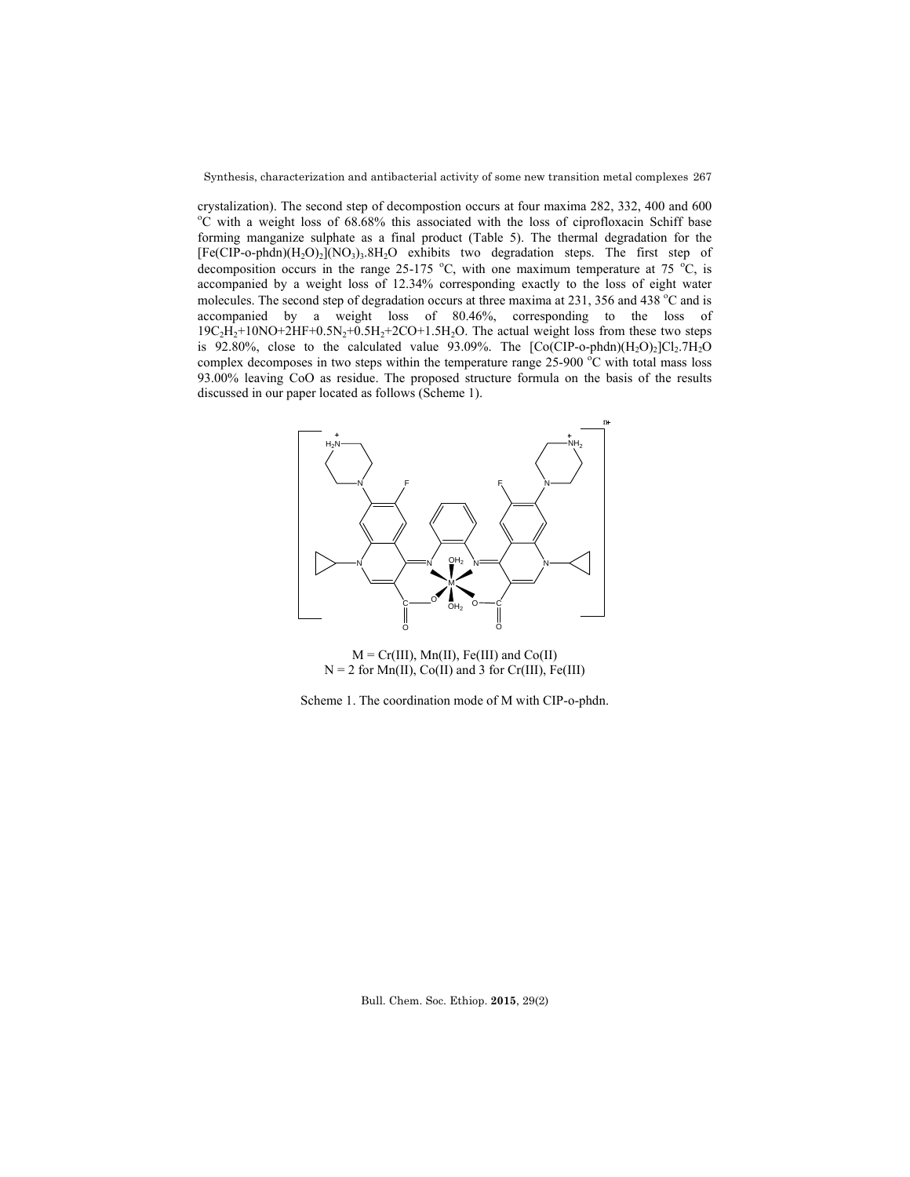crystalization). The second step of decompostion occurs at four maxima 282, 332, 400 and 600 °C with a weight loss of 68.68% this associated with the loss of ciprofloxacin Schiff base forming manganize sulphate as a final product (Table 5). The thermal degradation for the $[Fe(CIP\text{-}o\text{-}phdn)(H_2O)_2](NO_3)_3.8H_2O$ exhibits two degradation steps. The first step of decomposition occurs in the range 25-175 °C, with one maximum temperature at 75 °C, is accompanied by a weight loss of 12.34% corresponding exactly to the loss of eight water molecules. The second step of degradation occurs at three maxima at 231, 356 and 438 °C and is accompanied by a weight loss of 80.46%, corresponding to the loss of $19C_2H_2$+10NO+2HF+$0.5N_2$+$0.5H_2$+2CO+$1.5H_2O$. The actual weight loss from these two steps is 92.80%, close to the calculated value 93.09%. The $[Co(CIP\text{-}o\text{-}phdn)(H_2O)_2]Cl_2.7H_2O$ complex decomposes in two steps within the temperature range 25-900 °C with total mass loss 93.00% leaving CoO as residue. The proposed structure formula on the basis of the results discussed in our paper located as follows (Scheme 1).

M = Cr(III), Mn(II), Fe(III) and Co(II)
N = 2 for Mn(II), Co(II) and 3 for Cr(III), Fe(III)

Scheme 1. The coordination mode of M with CIP-o-phdn.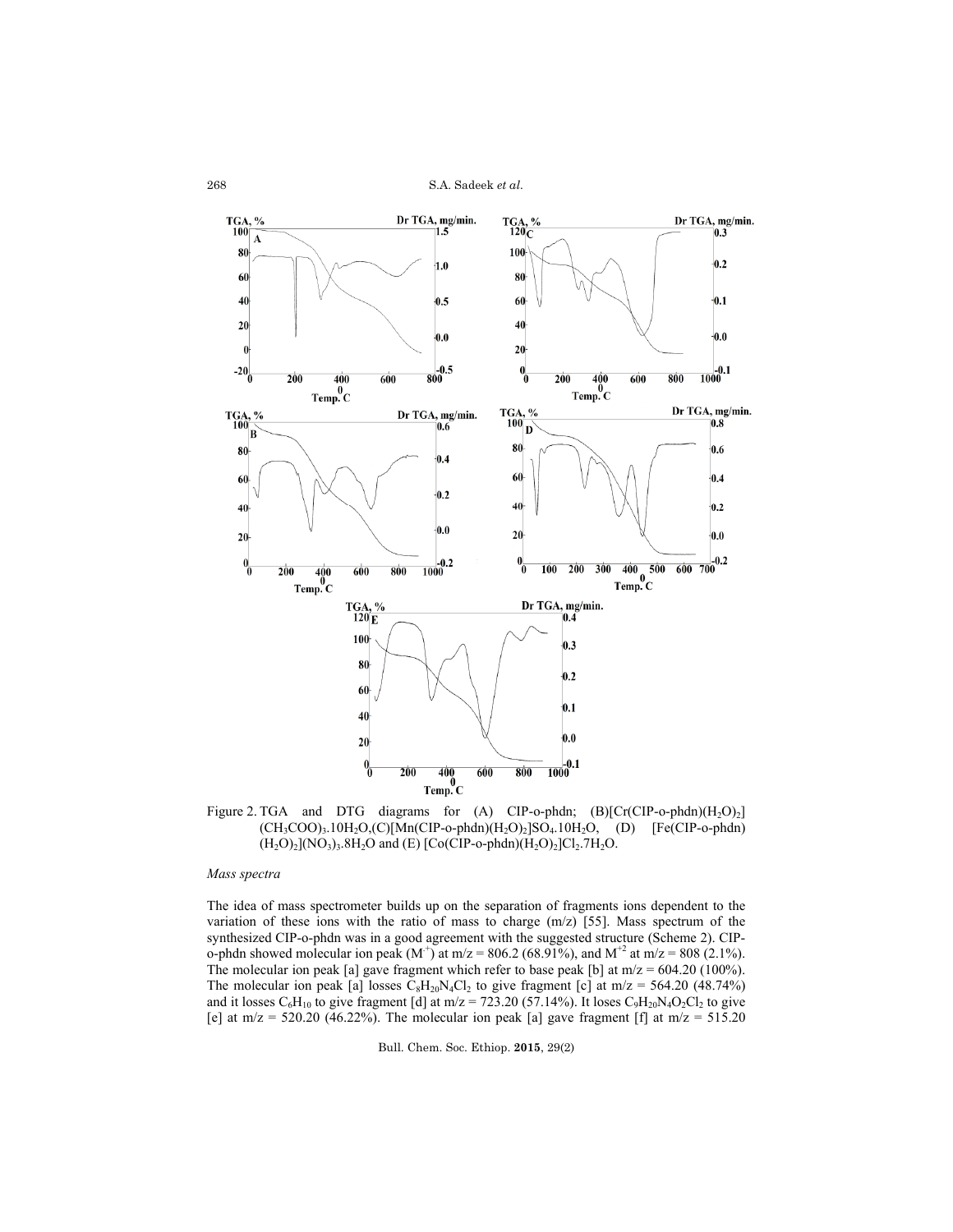Figure 2. TGA and DTG diagrams for (A) CIP-o-phdn; (B)$[Cr(CIP\text{-}o\text{-}phdn)(H_2O)_2](CH_3COO)_3.10H_2O$,(C)$[Mn(CIP\text{-}o\text{-}phdn)(H_2O)_2]SO_4.10H_2O$, (D) $[Fe(CIP\text{-}o\text{-}phdn)(H_2O)_2](NO_3)_3.8H_2O$ and (E) $[Co(CIP\text{-}o\text{-}phdn)(H_2O)_2]Cl_2.7H_2O$.

*Mass spectra*

The idea of mass spectrometer builds up on the separation of fragments ions dependent to the variation of these ions with the ratio of mass to charge (m/z) [55]. Mass spectrum of the synthesized CIP-o-phdn was in a good agreement with the suggested structure (Scheme 2). CIP-o-phdn showed molecular ion peak ($M^{+}$) at m/z = 806.2 (68.91%), and $M^{+2}$ at m/z = 808 (2.1%). The molecular ion peak [a] gave fragment which refer to base peak [b] at m/z = 604.20 (100%). The molecular ion peak [a] losses $C_8H_{20}N_4Cl_2$ to give fragment [c] at m/z = 564.20 (48.74%) and it losses $C_6H_{10}$ to give fragment [d] at m/z = 723.20 (57.14%). It loses $C_9H_{20}N_4O_2Cl_2$ to give [e] at m/z = 520.20 (46.22%). The molecular ion peak [a] gave fragment [f] at m/z = 515.20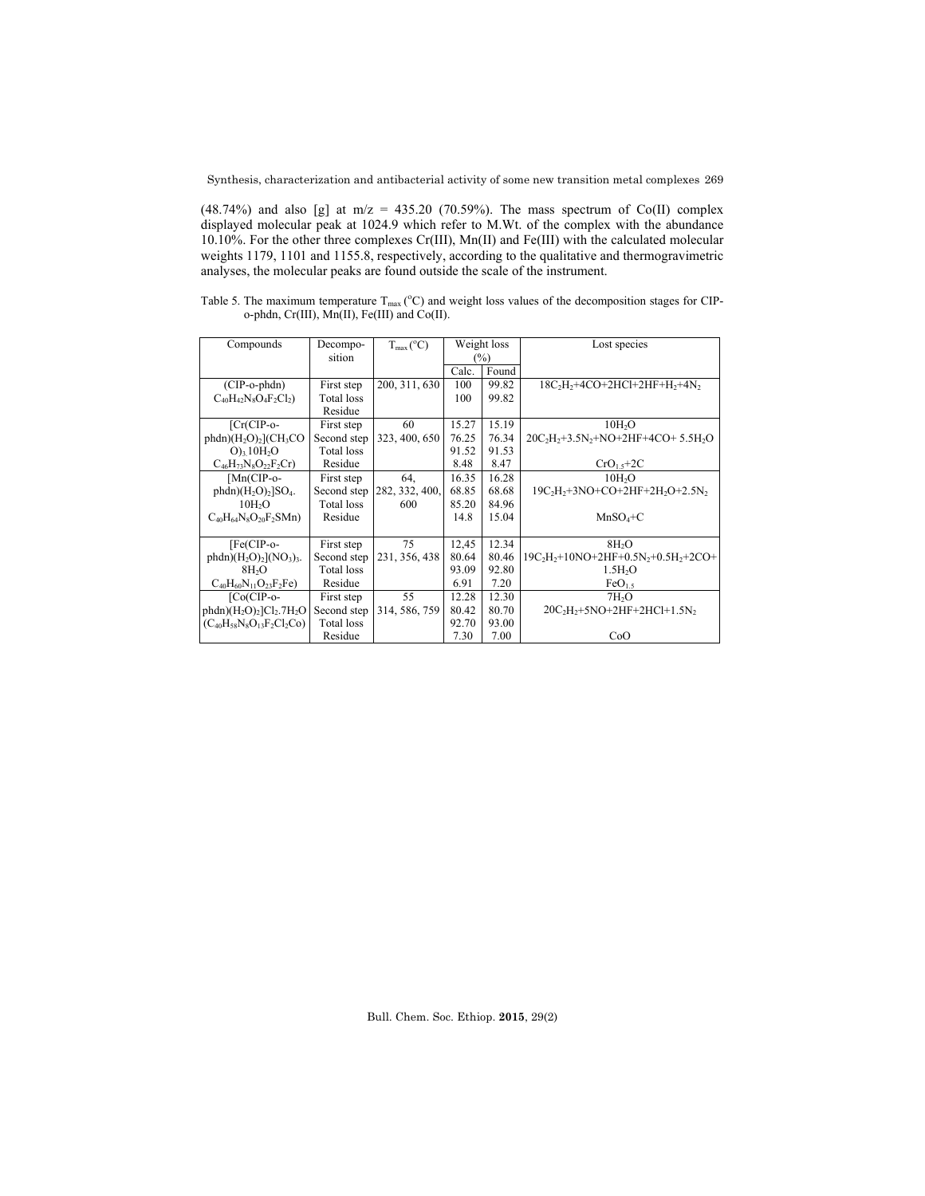(48.74%) and also [g] at m/z = 435.20 (70.59%). The mass spectrum of Co(II) complex displayed molecular peak at 1024.9 which refer to M.Wt. of the complex with the abundance 10.10%. For the other three complexes Cr(III), Mn(II) and Fe(III) with the calculated molecular weights 1179, 1101 and 1155.8, respectively, according to the qualitative and thermogravimetric analyses, the molecular peaks are found outside the scale of the instrument.

Table 5. The maximum temperature $T_{max}$ (°C) and weight loss values of the decomposition stages for CIP-o-phdn, Cr(III), Mn(II), Fe(III) and Co(II).

| Compounds | Decomposition | $T_{max}$ (°C) | Weight loss (%) | | Lost species |
|---|---|---|---|---|---|
| | | | Calc. | Found | |
| (CIP-o-phdn) $C_{40}H_{42}N_8O_4F_2Cl_2$) | First step | 200, 311, 630 | 100 | 99.82 | $18C_2H_2$+4CO+2HCl+2HF+$H_2$+$4N_2$ |
| | Total loss | | 100 | 99.82 | |
| | Residue | | | | |
| [Cr(CIP-o-phdn)$(H_2O)_2$]$(CH_3CO O)_3$.10$H_2O$ $C_{46}H_{73}N_8O_{22}F_2Cr$) | First step | 60 | 15.27 | 15.19 | $10H_2O$ |
| | Second step | 323, 400, 650 | 76.25 | 76.34 | $20C_2H_2$+$3.5N_2$+NO+2HF+4CO+ $5.5H_2O$ |
| | Total loss | | 91.52 | 91.53 | |
| | Residue | | 8.48 | 8.47 | $CrO_{1.5}$+2C |
| [Mn(CIP-o-phdn)$(H_2O)_2$]$SO_4$. 10$H_2O$ $C_{40}H_{64}N_8O_{20}F_2SMn$) | First step | 64, | 16.35 | 16.28 | $10H_2O$ |
| | Second step | 282, 332, 400, | 68.85 | 68.68 | $19C_2H_2$+3NO+CO+2HF+$2H_2O$+$2.5N_2$ |
| | Total loss | 600 | 85.20 | 84.96 | |
| | Residue | | 14.8 | 15.04 | $MnSO_4$+C |
| [Fe(CIP-o-phdn)$(H_2O)_2$]$(NO_3)_3$. 8$H_2O$ $C_{40}H_{60}N_{11}O_{23}F_2Fe$) | First step | 75 | 12,45 | 12.34 | $8H_2O$ |
| | Second step | 231, 356, 438 | 80.64 | 80.46 | $19C_2H_2$+10NO+2HF+$0.5N_2$+$0.5H_2$+2CO+ $1.5H_2O$ |
| | Total loss | | 93.09 | 92.80 | |
| | Residue | | 6.91 | 7.20 | $FeO_{1.5}$ |
| [Co(CIP-o-phdn)$(H_2O)_2$]$Cl_2$.7$H_2O$ ($C_{40}H_{58}N_8O_{13}F_2Cl_2Co$) | First step | 55 | 12.28 | 12.30 | $7H_2O$ |
| | Second step | 314, 586, 759 | 80.42 | 80.70 | $20C_2H_2$+5NO+2HF+2HCl+$1.5N_2$ |
| | Total loss | | 92.70 | 93.00 | |
| | Residue | | 7.30 | 7.00 | CoO |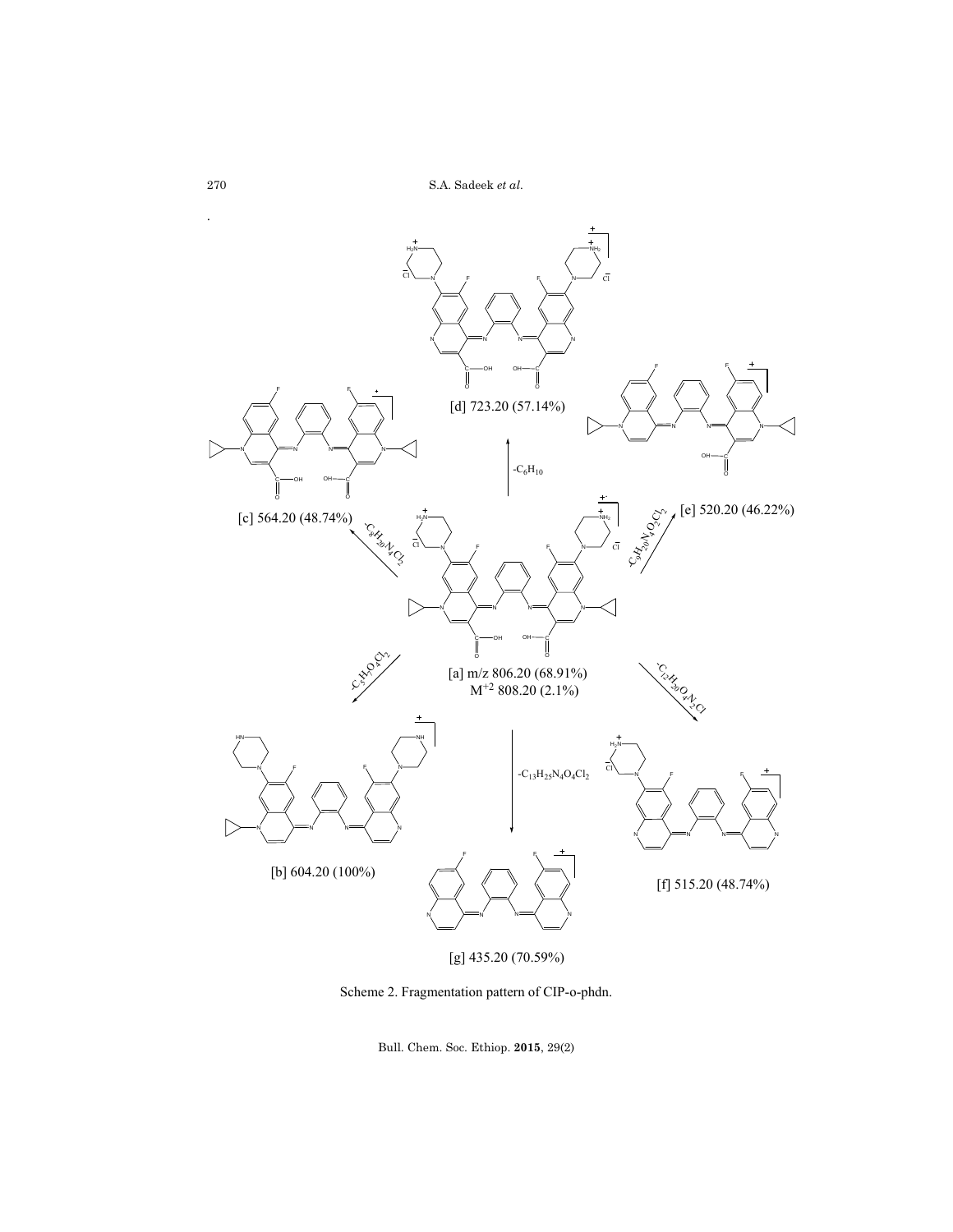[d] 723.20 (57.14%)

$-C_6H_{10}$

[c] 564.20 (48.74%)

$-C_8H_{20}N_4Cl_2$

[e] 520.20 (46.22%)

$-C_9H_{20}N_4O_2Cl_2$

[a] m/z 806.20 (68.91%)
$M^{+2}$ 808.20 (2.1%)

$-C_5H_7O_4Cl_2$

$-C_{12}H_{20}O_4N_2Cl$

$-C_{13}H_{25}N_4O_4Cl_2$

[b] 604.20 (100%)

[f] 515.20 (48.74%)

[g] 435.20 (70.59%)

Scheme 2. Fragmentation pattern of CIP-o-phdn.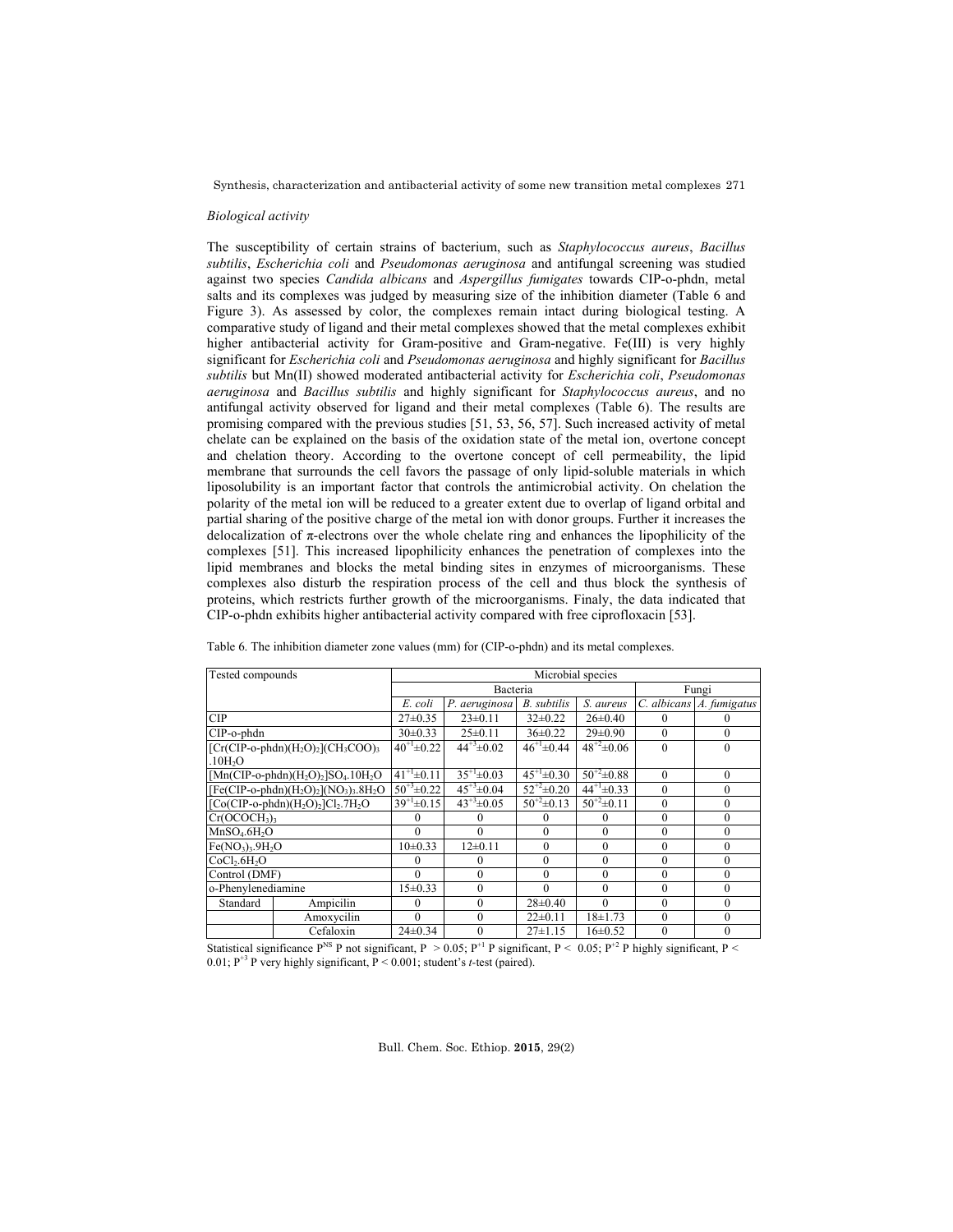*Biological activity*

The susceptibility of certain strains of bacterium, such as *Staphylococcus aureus*, *Bacillus subtilis*, *Escherichia coli* and *Pseudomonas aeruginosa* and antifungal screening was studied against two species *Candida albicans* and *Aspergillus fumigates* towards CIP-o-phdn, metal salts and its complexes was judged by measuring size of the inhibition diameter (Table 6 and Figure 3). As assessed by color, the complexes remain intact during biological testing. A comparative study of ligand and their metal complexes showed that the metal complexes exhibit higher antibacterial activity for Gram-positive and Gram-negative. Fe(III) is very highly significant for *Escherichia coli* and *Pseudomonas aeruginosa* and highly significant for *Bacillus subtilis* but Mn(II) showed moderated antibacterial activity for *Escherichia coli*, *Pseudomonas aeruginosa* and *Bacillus subtilis* and highly significant for *Staphylococcus aureus*, and no antifungal activity observed for ligand and their metal complexes (Table 6). The results are promising compared with the previous studies [51, 53, 56, 57]. Such increased activity of metal chelate can be explained on the basis of the oxidation state of the metal ion, overtone concept and chelation theory. According to the overtone concept of cell permeability, the lipid membrane that surrounds the cell favors the passage of only lipid-soluble materials in which liposolubility is an important factor that controls the antimicrobial activity. On chelation the polarity of the metal ion will be reduced to a greater extent due to overlap of ligand orbital and partial sharing of the positive charge of the metal ion with donor groups. Further it increases the delocalization of π-electrons over the whole chelate ring and enhances the lipophilicity of the complexes [51]. This increased lipophilicity enhances the penetration of complexes into the lipid membranes and blocks the metal binding sites in enzymes of microorganisms. These complexes also disturb the respiration process of the cell and thus block the synthesis of proteins, which restricts further growth of the microorganisms. Finaly, the data indicated that CIP-o-phdn exhibits higher antibacterial activity compared with free ciprofloxacin [53].

Table 6. The inhibition diameter zone values (mm) for (CIP-o-phdn) and its metal complexes.

| Tested compounds | | Microbial species | | | | | |
|---|---|---|---|---|---|---|---|
| | | Bacteria | | | | Fungi | |
| | | *E. coli* | *P. aeruginosa* | *B. subtilis* | *S. aureus* | *C. albicans* | *A. fumigatus* |
| CIP | | 27±0.35 | 23±0.11 | 32±0.22 | 26±0.40 | 0 | 0 |
| CIP-o-phdn | | 30±0.33 | 25±0.11 | 36±0.22 | 29±0.90 | 0 | 0 |
| $[Cr(CIP\text{-}o\text{-}phdn)(H_2O)_2](CH_3COO)_3.10H_2O$ | | $40^{+1}$±0.22 | $44^{+3}$±0.02 | $46^{+1}$±0.44 | $48^{+2}$±0.06 | 0 | 0 |
| $[Mn(CIP\text{-}o\text{-}phdn)(H_2O)_2]SO_4.10H_2O$ | | $41^{+1}$±0.11 | $35^{+1}$±0.03 | $45^{+1}$±0.30 | $50^{+2}$±0.88 | 0 | 0 |
| $[Fe(CIP\text{-}o\text{-}phdn)(H_2O)_2](NO_3)_3.8H_2O$ | | $50^{+3}$±0.22 | $45^{+3}$±0.04 | $52^{+2}$±0.20 | $44^{+1}$±0.33 | 0 | 0 |
| $[Co(CIP\text{-}o\text{-}phdn)(H_2O)_2]Cl_2.7H_2O$ | | $39^{+1}$±0.15 | $43^{+3}$±0.05 | $50^{+2}$±0.13 | $50^{+2}$±0.11 | 0 | 0 |
| $Cr(OCOCH_3)_3$ | | 0 | 0 | 0 | 0 | 0 | 0 |
| $MnSO_4.6H_2O$ | | 0 | 0 | 0 | 0 | 0 | 0 |
| $Fe(NO_3)_3.9H_2O$ | | 10±0.33 | 12±0.11 | 0 | 0 | 0 | 0 |
| $CoCl_2.6H_2O$ | | 0 | 0 | 0 | 0 | 0 | 0 |
| Control (DMF) | | 0 | 0 | 0 | 0 | 0 | 0 |
| o-Phenylenediamine | | 15±0.33 | 0 | 0 | 0 | 0 | 0 |
| Standard | Ampicilin | 0 | 0 | 28±0.40 | 0 | 0 | 0 |
| | Amoxycilin | 0 | 0 | 22±0.11 | 18±1.73 | 0 | 0 |
| | Cefaloxin | 24±0.34 | 0 | 27±1.15 | 16±0.52 | 0 | 0 |

Statistical significance $P^{NS}$ P not significant, $P > 0.05$; $P^{+1}$ P significant, $P < 0.05$; $P^{+2}$ P highly significant, $P < 0.01$; $P^{+3}$ P very highly significant, $P < 0.001$; student's *t*-test (paired).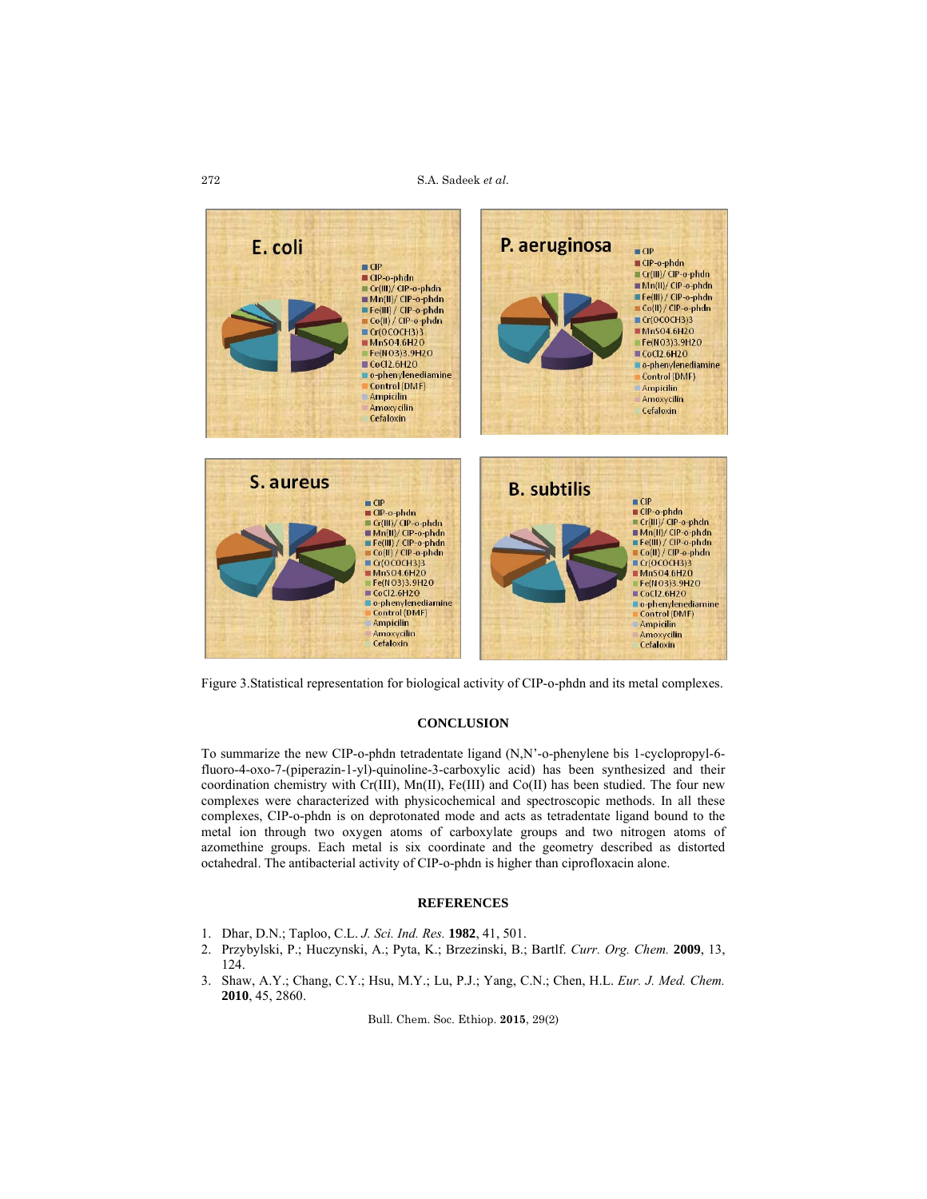Figure 3.Statistical representation for biological activity of CIP-o-phdn and its metal complexes.

## CONCLUSION

To summarize the new CIP-o-phdn tetradentate ligand (N,N'-o-phenylene bis 1-cyclopropyl-6-fluoro-4-oxo-7-(piperazin-1-yl)-quinoline-3-carboxylic acid) has been synthesized and their coordination chemistry with Cr(III), Mn(II), Fe(III) and Co(II) has been studied. The four new complexes were characterized with physicochemical and spectroscopic methods. In all these complexes, CIP-o-phdn is on deprotonated mode and acts as tetradentate ligand bound to the metal ion through two oxygen atoms of carboxylate groups and two nitrogen atoms of azomethine groups. Each metal is six coordinate and the geometry described as distorted octahedral. The antibacterial activity of CIP-o-phdn is higher than ciprofloxacin alone.

## REFERENCES

1. Dhar, D.N.; Taploo, C.L. *J. Sci. Ind. Res.* **1982**, 41, 501.
2. Przybylski, P.; Huczynski, A.; Pyta, K.; Brzezinski, B.; Bartlf. *Curr. Org. Chem.* **2009**, 13, 124.
3. Shaw, A.Y.; Chang, C.Y.; Hsu, M.Y.; Lu, P.J.; Yang, C.N.; Chen, H.L. *Eur. J. Med. Chem.* **2010**, 45, 2860.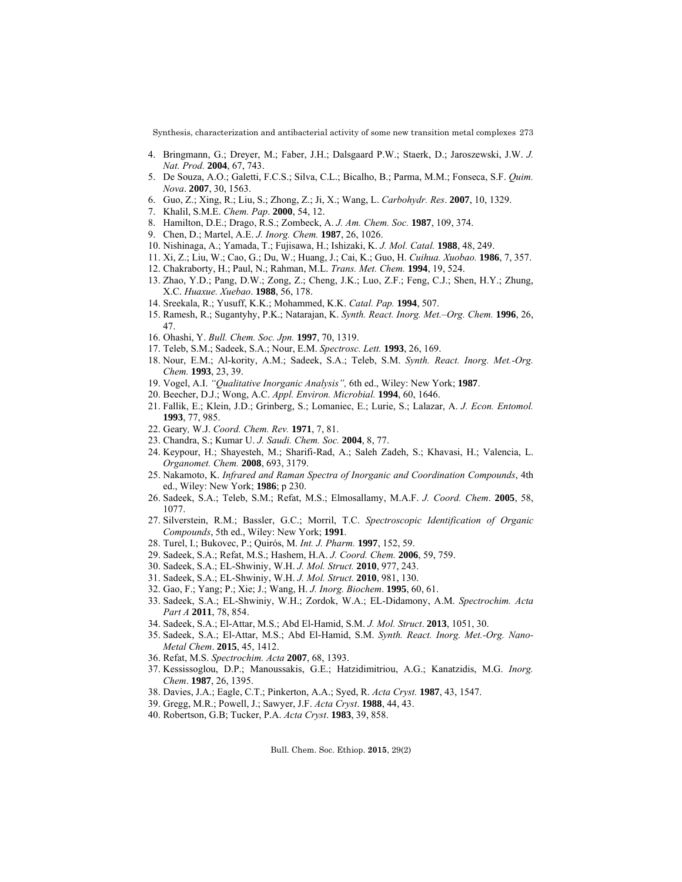4. Bringmann, G.; Dreyer, M.; Faber, J.H.; Dalsgaard P.W.; Staerk, D.; Jaroszewski, J.W. *J. Nat. Prod.* **2004**, 67, 743.
5. De Souza, A.O.; Galetti, F.C.S.; Silva, C.L.; Bicalho, B.; Parma, M.M.; Fonseca, S.F. *Quim. Nova*. **2007**, 30, 1563.
6. Guo, Z.; Xing, R.; Liu, S.; Zhong, Z.; Ji, X.; Wang, L. *Carbohydr. Res*. **2007**, 10, 1329.
7. Khalil, S.M.E. *Chem. Pap*. **2000**, 54, 12.
8. Hamilton, D.E.; Drago, R.S.; Zombeck, A. *J. Am. Chem. Soc.* **1987**, 109, 374.
9. Chen, D.; Martel, A.E. *J. Inorg. Chem.* **1987**, 26, 1026.
10. Nishinaga, A.; Yamada, T.; Fujisawa, H.; Ishizaki, K. *J. Mol. Catal.* **1988**, 48, 249.
11. Xi, Z.; Liu, W.; Cao, G.; Du, W.; Huang, J.; Cai, K.; Guo, H. *Cuihua. Xuobao.* **1986**, 7, 357.
12. Chakraborty, H.; Paul, N.; Rahman, M.L. *Trans. Met. Chem.* **1994**, 19, 524.
13. Zhao, Y.D.; Pang, D.W.; Zong, Z.; Cheng, J.K.; Luo, Z.F.; Feng, C.J.; Shen, H.Y.; Zhung, X.C. *Huaxue. Xuebao*. **1988**, 56, 178.
14. Sreekala, R.; Yusuff, K.K.; Mohammed, K.K. *Catal. Pap.* **1994**, 507.
15. Ramesh, R.; Sugantyhy, P.K.; Natarajan, K. *Synth. React. Inorg. Met.–Org. Chem.* **1996**, 26, 47.
16. Ohashi, Y. *Bull. Chem. Soc. Jpn.* **1997**, 70, 1319.
17. Teleb, S.M.; Sadeek, S.A.; Nour, E.M. *Spectrosc. Lett.* **1993**, 26, 169.
18. Nour, E.M.; Al-kority, A.M.; Sadeek, S.A.; Teleb, S.M. *Synth. React. Inorg. Met.-Org. Chem.* **1993**, 23, 39.
19. Vogel, A.I. *"Qualitative Inorganic Analysis",* 6th ed., Wiley: New York; **1987**.
20. Beecher, D.J.; Wong, A.C. *Appl. Environ. Microbial.* **1994**, 60, 1646.
21. Fallik, E.; Klein, J.D.; Grinberg, S.; Lomaniec, E.; Lurie, S.; Lalazar, A. *J. Econ. Entomol.* **1993**, 77, 985.
22. Geary*,* W.J. *Coord. Chem. Rev.* **1971**, 7, 81.
23. Chandra, S.; Kumar U. *J. Saudi. Chem. Soc.* **2004**, 8, 77.
24. Keypour, H.; Shayesteh, M.; Sharifi-Rad, A.; Saleh Zadeh, S.; Khavasi, H.; Valencia, L. *Organomet. Chem.* **2008**, 693, 3179.
25. Nakamoto, K. *Infrared and Raman Spectra of Inorganic and Coordination Compounds*, 4th ed., Wiley: New York; **1986**; p 230.
26. Sadeek, S.A.; Teleb, S.M.; Refat, M.S.; Elmosallamy, M.A.F. *J. Coord. Chem*. **2005**, 58, 1077.
27. Silverstein, R.M.; Bassler, G.C.; Morril, T.C. *Spectroscopic Identification of Organic Compounds*, 5th ed., Wiley: New York; **1991**.
28. Turel, I.; Bukovec, P.; Quirós, M. *Int. J. Pharm.* **1997**, 152, 59.
29. Sadeek, S.A.; Refat, M.S.; Hashem, H.A. *J. Coord. Chem.* **2006**, 59, 759.
30. Sadeek, S.A.; EL-Shwiniy, W.H. *J. Mol. Struct.* **2010**, 977, 243.
31. Sadeek, S.A.; EL-Shwiniy, W.H. *J. Mol. Struct.* **2010**, 981, 130.
32. Gao, F.; Yang; P.; Xie; J.; Wang, H. *J. Inorg. Biochem*. **1995**, 60, 61.
33. Sadeek, S.A.; EL-Shwiniy, W.H.; Zordok, W.A.; EL-Didamony, A.M. *Spectrochim. Acta Part A* **2011**, 78, 854.
34. Sadeek, S.A.; El-Attar, M.S.; Abd El-Hamid, S.M. *J. Mol. Struct*. **2013**, 1051, 30.
35. Sadeek, S.A.; El-Attar, M.S.; Abd El-Hamid, S.M. *Synth. React. Inorg. Met.-Org. Nano-Metal Chem*. **2015**, 45, 1412.
36. Refat, M.S. *Spectrochim. Acta* **2007**, 68, 1393.
37. Kessissoglou, D.P.; Manoussakis, G.E.; Hatzidimitriou, A.G.; Kanatzidis, M.G. *Inorg. Chem*. **1987**, 26, 1395.
38. Davies, J.A.; Eagle, C.T.; Pinkerton, A.A.; Syed, R. *Acta Cryst.* **1987**, 43, 1547.
39. Gregg, M.R.; Powell, J.; Sawyer, J.F. *Acta Cryst*. **1988**, 44, 43.
40. Robertson, G.B; Tucker, P.A. *Acta Cryst*. **1983**, 39, 858.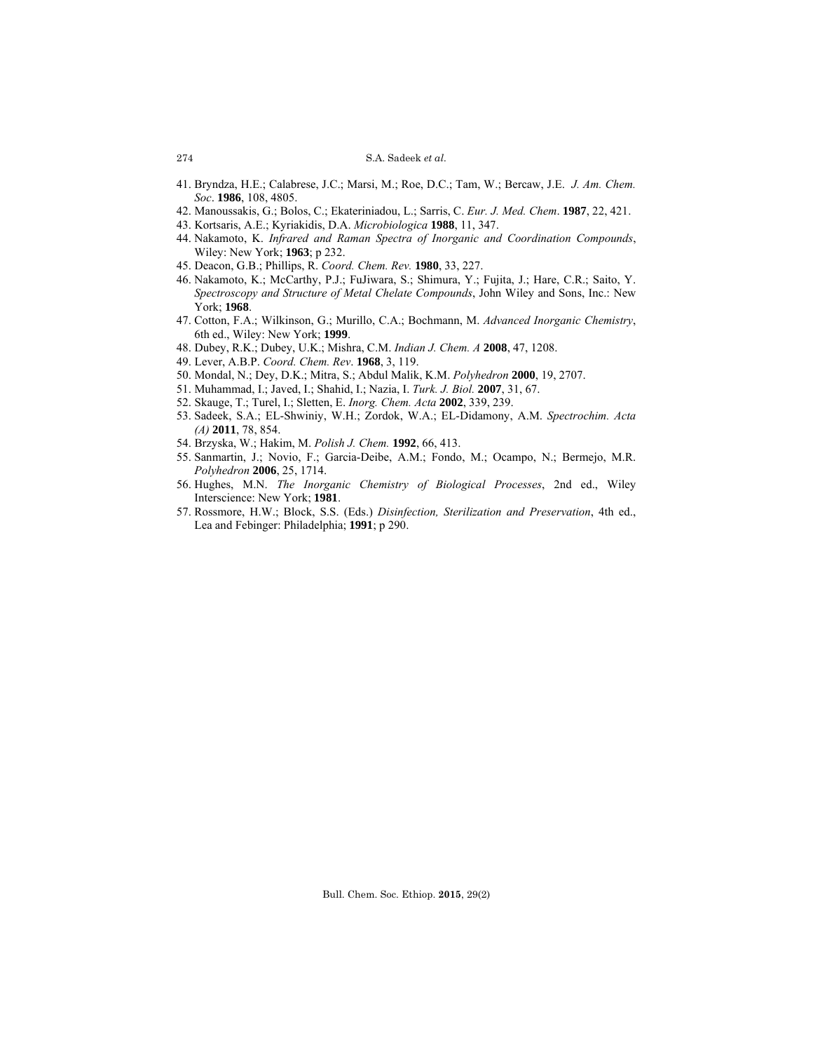41. Bryndza, H.E.; Calabrese, J.C.; Marsi, M.; Roe, D.C.; Tam, W.; Bercaw, J.E. *J. Am. Chem. Soc*. **1986**, 108, 4805.
42. Manoussakis, G.; Bolos, C.; Ekateriniadou, L.; Sarris, C. *Eur. J. Med. Chem*. **1987**, 22, 421.
43. Kortsaris, A.E.; Kyriakidis, D.A. *Microbiologica* **1988**, 11, 347.
44. Nakamoto, K. *Infrared and Raman Spectra of Inorganic and Coordination Compounds*, Wiley: New York; **1963**; p 232.
45. Deacon, G.B.; Phillips, R. *Coord. Chem. Rev.* **1980**, 33, 227.
46. Nakamoto, K.; McCarthy, P.J.; FuJiwara, S.; Shimura, Y.; Fujita, J.; Hare, C.R.; Saito, Y. *Spectroscopy and Structure of Metal Chelate Compounds*, John Wiley and Sons, Inc.: New York; **1968**.
47. Cotton, F.A.; Wilkinson, G.; Murillo, C.A.; Bochmann, M. *Advanced Inorganic Chemistry*, 6th ed., Wiley: New York; **1999**.
48. Dubey, R.K.; Dubey, U.K.; Mishra, C.M. *Indian J. Chem. A* **2008**, 47, 1208.
49. Lever, A.B.P. *Coord. Chem. Rev*. **1968**, 3, 119.
50. Mondal, N.; Dey, D.K.; Mitra, S.; Abdul Malik, K.M. *Polyhedron* **2000**, 19, 2707.
51. Muhammad, I.; Javed, I.; Shahid, I.; Nazia, I. *Turk. J. Biol.* **2007**, 31, 67.
52. Skauge, T.; Turel, I.; Sletten, E. *Inorg. Chem. Acta* **2002**, 339, 239.
53. Sadeek, S.A.; EL-Shwiniy, W.H.; Zordok, W.A.; EL-Didamony, A.M. *Spectrochim. Acta (A)* **2011**, 78, 854.
54. Brzyska, W.; Hakim, M. *Polish J. Chem.* **1992**, 66, 413.
55. Sanmartin, J.; Novio, F.; Garcia-Deibe, A.M.; Fondo, M.; Ocampo, N.; Bermejo, M.R. *Polyhedron* **2006**, 25, 1714.
56. Hughes, M.N. *The Inorganic Chemistry of Biological Processes*, 2nd ed., Wiley Interscience: New York; **1981**.
57. Rossmore, H.W.; Block, S.S. (Eds.) *Disinfection, Sterilization and Preservation*, 4th ed., Lea and Febinger: Philadelphia; **1991**; p 290.